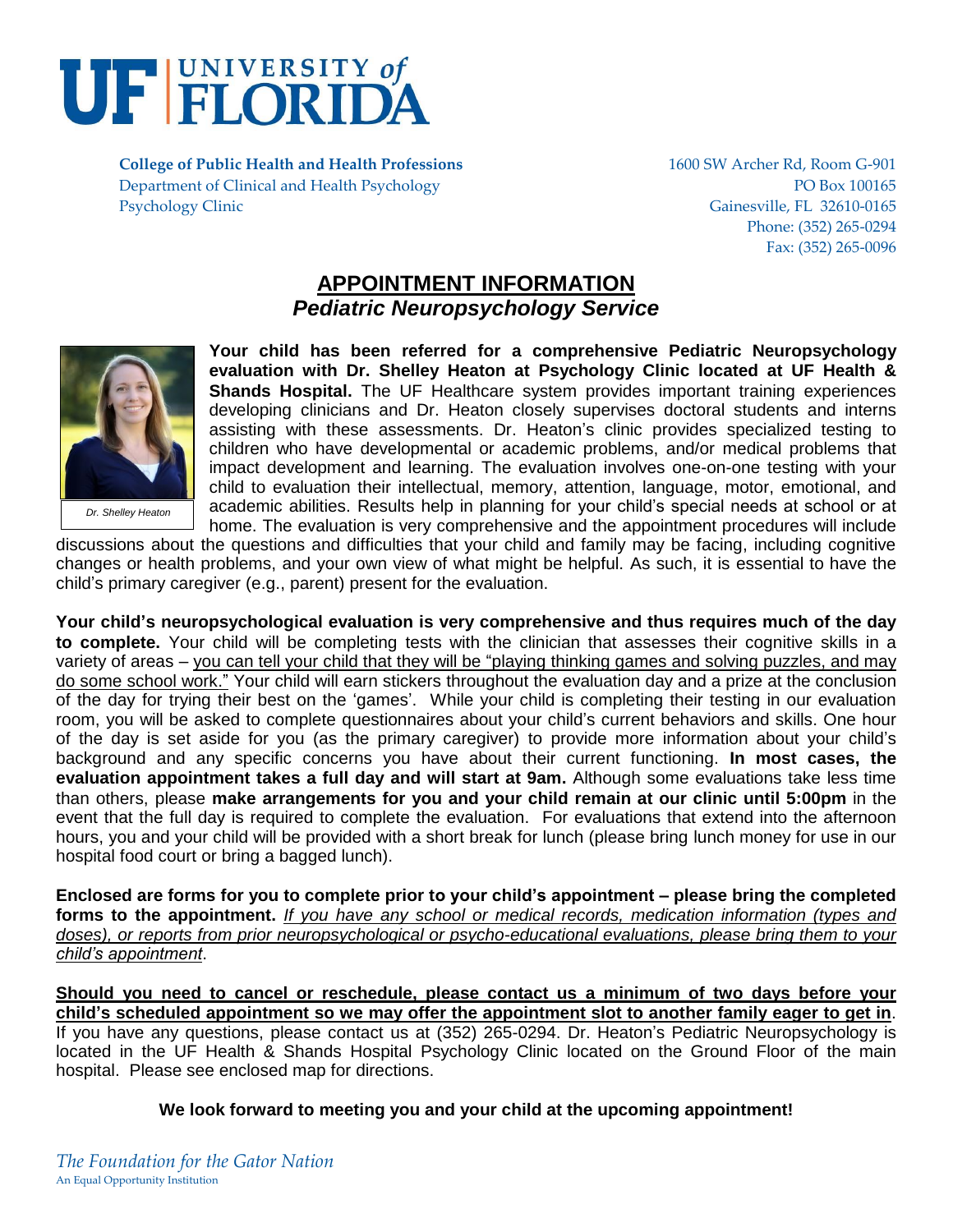**UF | UNIVERSITY of FLORIDA**

**College of Public Health and Health Professions**
Department of Clinical and Health Psychology
Psychology Clinic

1600 SW Archer Rd, Room G-901
PO Box 100165
Gainesville, FL 32610-0165
Phone: (352) 265-0294
Fax: (352) 265-0096

# APPOINTMENT INFORMATION
## *Pediatric Neuropsychology Service*

*Dr. Shelley Heaton*

**Your child has been referred for a comprehensive Pediatric Neuropsychology evaluation with Dr. Shelley Heaton at Psychology Clinic located at UF Health & Shands Hospital.** The UF Healthcare system provides important training experiences developing clinicians and Dr. Heaton closely supervises doctoral students and interns assisting with these assessments. Dr. Heaton's clinic provides specialized testing to children who have developmental or academic problems, and/or medical problems that impact development and learning. The evaluation involves one-on-one testing with your child to evaluation their intellectual, memory, attention, language, motor, emotional, and academic abilities. Results help in planning for your child's special needs at school or at home. The evaluation is very comprehensive and the appointment procedures will include discussions about the questions and difficulties that your child and family may be facing, including cognitive changes or health problems, and your own view of what might be helpful. As such, it is essential to have the child's primary caregiver (e.g., parent) present for the evaluation.

**Your child's neuropsychological evaluation is very comprehensive and thus requires much of the day to complete.** Your child will be completing tests with the clinician that assesses their cognitive skills in a variety of areas – you can tell your child that they will be "playing thinking games and solving puzzles, and may do some school work." Your child will earn stickers throughout the evaluation day and a prize at the conclusion of the day for trying their best on the 'games'. While your child is completing their testing in our evaluation room, you will be asked to complete questionnaires about your child's current behaviors and skills. One hour of the day is set aside for you (as the primary caregiver) to provide more information about your child's background and any specific concerns you have about their current functioning. **In most cases, the evaluation appointment takes a full day and will start at 9am.** Although some evaluations take less time than others, please **make arrangements for you and your child remain at our clinic until 5:00pm** in the event that the full day is required to complete the evaluation. For evaluations that extend into the afternoon hours, you and your child will be provided with a short break for lunch (please bring lunch money for use in our hospital food court or bring a bagged lunch).

**Enclosed are forms for you to complete prior to your child's appointment – please bring the completed forms to the appointment.** *If you have any school or medical records, medication information (types and doses), or reports from prior neuropsychological or psycho-educational evaluations, please bring them to your child's appointment*.

**Should you need to cancel or reschedule, please contact us a minimum of two days before your child's scheduled appointment so we may offer the appointment slot to another family eager to get in**. If you have any questions, please contact us at (352) 265-0294. Dr. Heaton's Pediatric Neuropsychology is located in the UF Health & Shands Hospital Psychology Clinic located on the Ground Floor of the main hospital. Please see enclosed map for directions.

**We look forward to meeting you and your child at the upcoming appointment!**

*The Foundation for the Gator Nation*
An Equal Opportunity Institution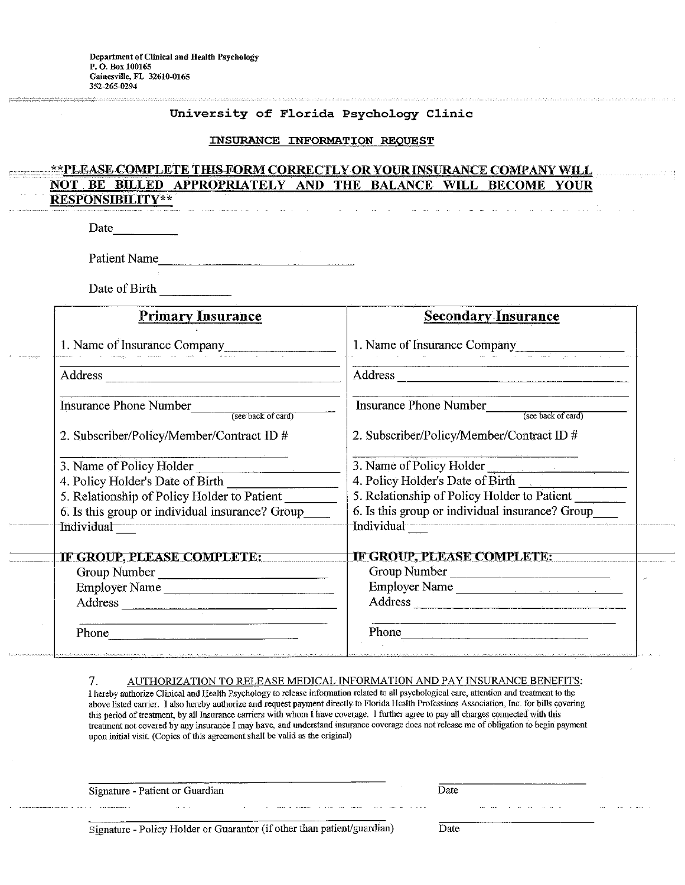Department of Clinical and Health Psychology
P. O. Box 100165
Gainesville, FL 32610-0165
352-265-0294

## University of Florida Psychology Clinic

### INSURANCE INFORMATION REQUEST

**\*\*PLEASE COMPLETE THIS FORM CORRECTLY OR YOUR INSURANCE COMPANY WILL NOT BE BILLED APPROPRIATELY AND THE BALANCE WILL BECOME YOUR RESPONSIBILITY\*\***

Date__________

Patient Name______________________________

Date of Birth ___________

| **Primary Insurance** | **Secondary Insurance** |
|---|---|
| 1. Name of Insurance Company________________ | 1. Name of Insurance Company________________ |
| Address ________________________________ | Address ________________________________ |
| Insurance Phone Number______________ (see back of card) | Insurance Phone Number______________ (see back of card) |
| 2. Subscriber/Policy/Member/Contract ID # ____________________ | 2. Subscriber/Policy/Member/Contract ID # ____________________ |
| 3. Name of Policy Holder ________________ | 3. Name of Policy Holder ________________ |
| 4. Policy Holder's Date of Birth ____________ | 4. Policy Holder's Date of Birth ____________ |
| 5. Relationship of Policy Holder to Patient ________ | 5. Relationship of Policy Holder to Patient ________ |
| 6. Is this group or individual insurance? Group____ Individual___ | 6. Is this group or individual insurance? Group____ Individual___ |
| **IF GROUP, PLEASE COMPLETE:** | **IF GROUP, PLEASE COMPLETE:** |
| Group Number ________________________ | Group Number ________________________ |
| Employer Name ________________________ | Employer Name ________________________ |
| Address ________________________ | Address ________________________ |
| Phone ________________________ | Phone ________________________ |

7. AUTHORIZATION TO RELEASE MEDICAL INFORMATION AND PAY INSURANCE BENEFITS:

I hereby authorize Clinical and Health Psychology to release information related to all psychological care, attention and treatment to the above listed carrier. I also hereby authorize and request payment directly to Florida Health Professions Association, Inc. for bills covering this period of treatment, by all Insurance carriers with whom I have coverage. I further agree to pay all charges connected with this treatment not covered by any insurance I may have, and understand insurance coverage does not release me of obligation to begin payment upon initial visit. (Copies of this agreement shall be valid as the original)

______________________________________ ____________________
Signature - Patient or Guardian Date

______________________________________ ____________________
Signature - Policy Holder or Guarantor (if other than patient/guardian) Date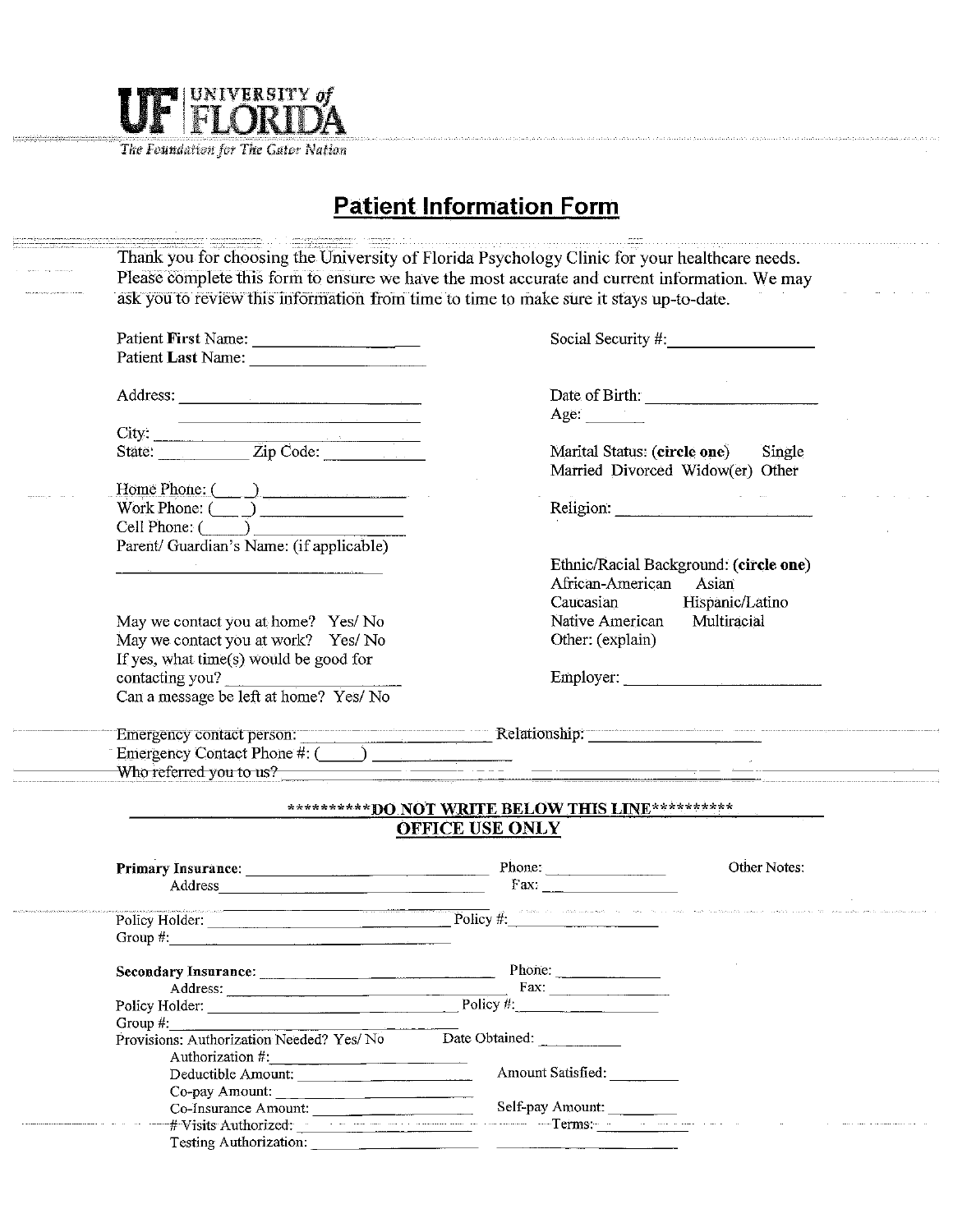**UF | UNIVERSITY of FLORIDA**

*The Foundation for The Gator Nation*

# Patient Information Form

Thank you for choosing the University of Florida Psychology Clinic for your healthcare needs. Please complete this form to ensure we have the most accurate and current information. We may ask you to review this information from time to time to make sure it stays up-to-date.

Patient **First** Name: ____________________

Patient **Last** Name: ____________________

Social Security #: ____________________

Address: ____________________________

____________________________

City: ____________________________

State: __________ Zip Code: __________

Date of Birth: ____________________

Age: ______

Marital Status: (**circle one**) Single Married Divorced Widow(er) Other

Home Phone: (___) ______________

Work Phone: (___) ______________

Cell Phone: (___) ______________

Religion: ____________________

Parent/ Guardian's Name: (if applicable)

____________________________

Ethnic/Racial Background: (**circle one**)
African-American Asian
Caucasian Hispanic/Latino
Native American Multiracial
Other: (explain)

May we contact you at home? Yes/ No

May we contact you at work? Yes/ No

If yes, what time(s) would be good for contacting you? ____________________

Can a message be left at home? Yes/ No

Employer: ____________________

Emergency contact person: ____________________ Relationship: ____________________

Emergency Contact Phone #: (____) ______________

Who referred you to us? ________________________________________

## **********DO NOT WRITE BELOW THIS LINE**********

## OFFICE USE ONLY

**Primary Insurance:** ____________________ Phone: ______________ Other Notes:

Address ____________________ Fax: ______________

Policy Holder: ____________________ Policy #: ______________

Group #: ____________________

**Secondary Insurance:** ____________________ Phone: ______________

Address: ____________________ Fax: ______________

Policy Holder: ____________________ Policy #: ______________

Group #: ____________________

Provisions: Authorization Needed? Yes/ No Date Obtained: __________

Authorization #: ____________________

Deductible Amount: ____________________ Amount Satisfied: __________

Co-pay Amount: ____________________

Co-Insurance Amount: ____________________ Self-pay Amount: __________

# Visits Authorized: ____________________ Terms: __________

Testing Authorization: ____________________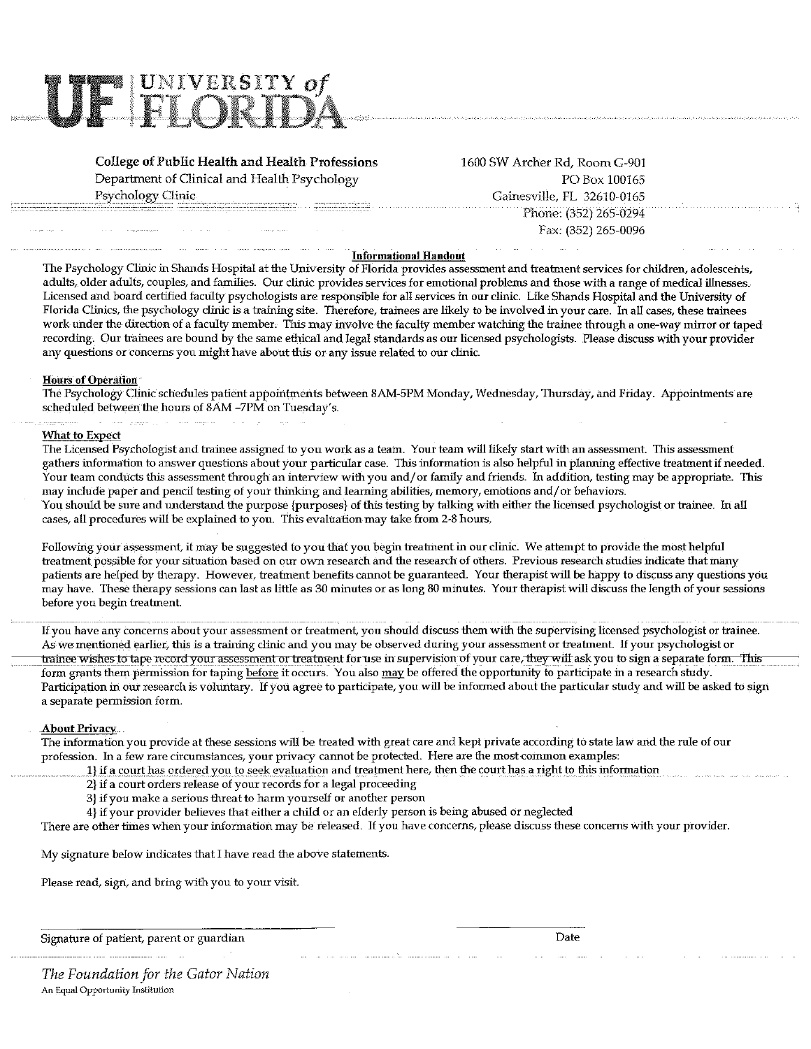UNIVERSITY of FLORIDA

**College of Public Health and Health Professions**
Department of Clinical and Health Psychology
Psychology Clinic

1600 SW Archer Rd, Room G-901
PO Box 100165
Gainesville, FL 32610-0165
Phone: (352) 265-0294
Fax: (352) 265-0096

## Informational Handout

The Psychology Clinic in Shands Hospital at the University of Florida provides assessment and treatment services for children, adolescents, adults, older adults, couples, and families. Our clinic provides services for emotional problems and those with a range of medical illnesses. Licensed and board certified faculty psychologists are responsible for all services in our clinic. Like Shands Hospital and the University of Florida Clinics, the psychology clinic is a training site. Therefore, trainees are likely to be involved in your care. In all cases, these trainees work under the direction of a faculty member. This may involve the faculty member watching the trainee through a one-way mirror or taped recording. Our trainees are bound by the same ethical and legal standards as our licensed psychologists. Please discuss with your provider any questions or concerns you might have about this or any issue related to our clinic.

### Hours of Operation

The Psychology Clinic schedules patient appointments between 8AM-5PM Monday, Wednesday, Thursday, and Friday. Appointments are scheduled between the hours of 8AM -7PM on Tuesday's.

### What to Expect

The Licensed Psychologist and trainee assigned to you work as a team. Your team will likely start with an assessment. This assessment gathers information to answer questions about your particular case. This information is also helpful in planning effective treatment if needed. Your team conducts this assessment through an interview with you and/or family and friends. In addition, testing may be appropriate. This may include paper and pencil testing of your thinking and learning abilities, memory, emotions and/or behaviors.
You should be sure and understand the purpose (purposes) of this testing by talking with either the licensed psychologist or trainee. In all cases, all procedures will be explained to you. This evaluation may take from 2-8 hours.

Following your assessment, it may be suggested to you that you begin treatment in our clinic. We attempt to provide the most helpful treatment possible for your situation based on our own research and the research of others. Previous research studies indicate that many patients are helped by therapy. However, treatment benefits cannot be guaranteed. Your therapist will be happy to discuss any questions you may have. These therapy sessions can last as little as 30 minutes or as long 80 minutes. Your therapist will discuss the length of your sessions before you begin treatment.

If you have any concerns about your assessment or treatment, you should discuss them with the supervising licensed psychologist or trainee. As we mentioned earlier, this is a training clinic and you may be observed during your assessment or treatment. If your psychologist or trainee wishes to tape record your assessment or treatment for use in supervision of your care, they will ask you to sign a separate form. This form grants them permission for taping before it occurs. You also may be offered the opportunity to participate in a research study. Participation in our research is voluntary. If you agree to participate, you will be informed about the particular study and will be asked to sign a separate permission form.

### About Privacy

The information you provide at these sessions will be treated with great care and kept private according to state law and the rule of our profession. In a few rare circumstances, your privacy cannot be protected. Here are the most common examples:

1) if a court has ordered you to seek evaluation and treatment here, then the court has a right to this information
2) if a court orders release of your records for a legal proceeding
3) if you make a serious threat to harm yourself or another person
4) if your provider believes that either a child or an elderly person is being abused or neglected

There are other times when your information may be released. If you have concerns, please discuss these concerns with your provider.

My signature below indicates that I have read the above statements.

Please read, sign, and bring with you to your visit.

Signature of patient, parent or guardian _______________ Date _______________

*The Foundation for the Gator Nation*
An Equal Opportunity Institution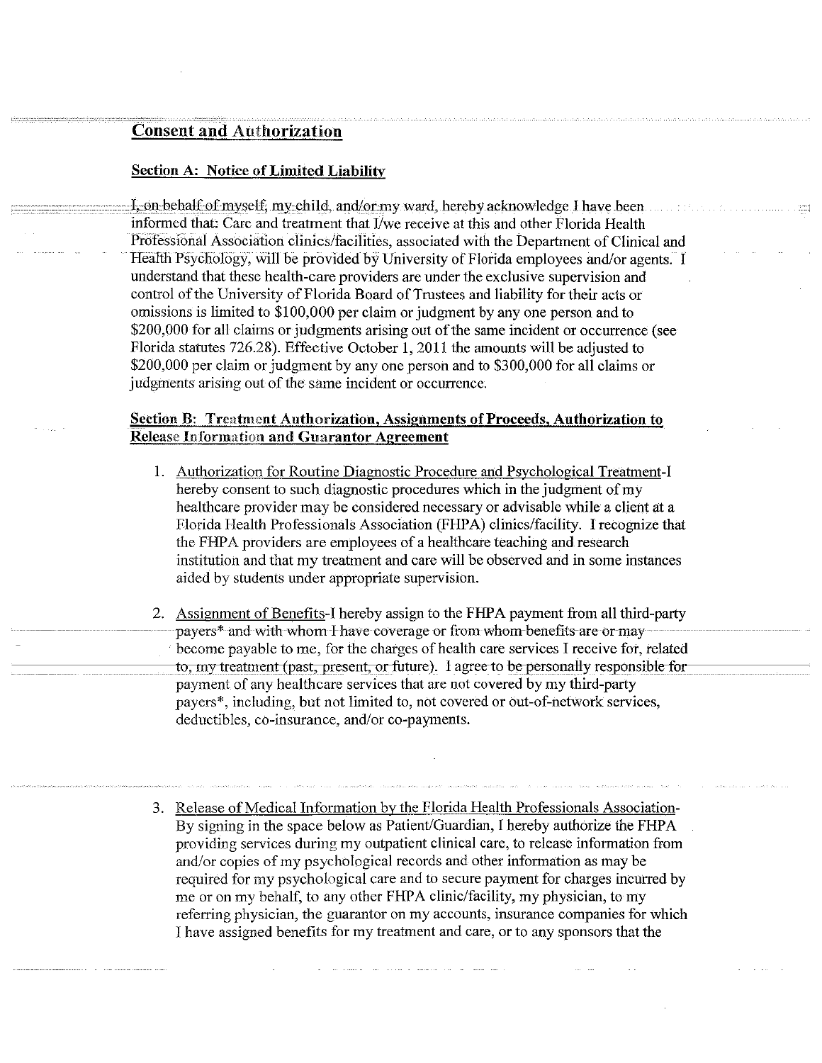## Consent and Authorization

### Section A: Notice of Limited Liability

I, on behalf of myself, my child, and/or my ward, hereby acknowledge I have been informed that: Care and treatment that I/we receive at this and other Florida Health Professional Association clinics/facilities, associated with the Department of Clinical and Health Psychology, will be provided by University of Florida employees and/or agents. I understand that these health-care providers are under the exclusive supervision and control of the University of Florida Board of Trustees and liability for their acts or omissions is limited to $100,000 per claim or judgment by any one person and to $200,000 for all claims or judgments arising out of the same incident or occurrence (see Florida statutes 726.28). Effective October 1, 2011 the amounts will be adjusted to $200,000 per claim or judgment by any one person and to $300,000 for all claims or judgments arising out of the same incident or occurrence.

### Section B: Treatment Authorization, Assignments of Proceeds, Authorization to Release Information and Guarantor Agreement

1. Authorization for Routine Diagnostic Procedure and Psychological Treatment-I hereby consent to such diagnostic procedures which in the judgment of my healthcare provider may be considered necessary or advisable while a client at a Florida Health Professionals Association (FHPA) clinics/facility. I recognize that the FHPA providers are employees of a healthcare teaching and research institution and that my treatment and care will be observed and in some instances aided by students under appropriate supervision.

2. Assignment of Benefits-I hereby assign to the FHPA payment from all third-party payers* and with whom I have coverage or from whom benefits are or may become payable to me, for the charges of health care services I receive for, related to, my treatment (past, present, or future). I agree to be personally responsible for payment of any healthcare services that are not covered by my third-party payers*, including, but not limited to, not covered or out-of-network services, deductibles, co-insurance, and/or co-payments.

3. Release of Medical Information by the Florida Health Professionals Association-By signing in the space below as Patient/Guardian, I hereby authorize the FHPA providing services during my outpatient clinical care, to release information from and/or copies of my psychological records and other information as may be required for my psychological care and to secure payment for charges incurred by me or on my behalf, to any other FHPA clinic/facility, my physician, to my referring physician, the guarantor on my accounts, insurance companies for which I have assigned benefits for my treatment and care, or to any sponsors that the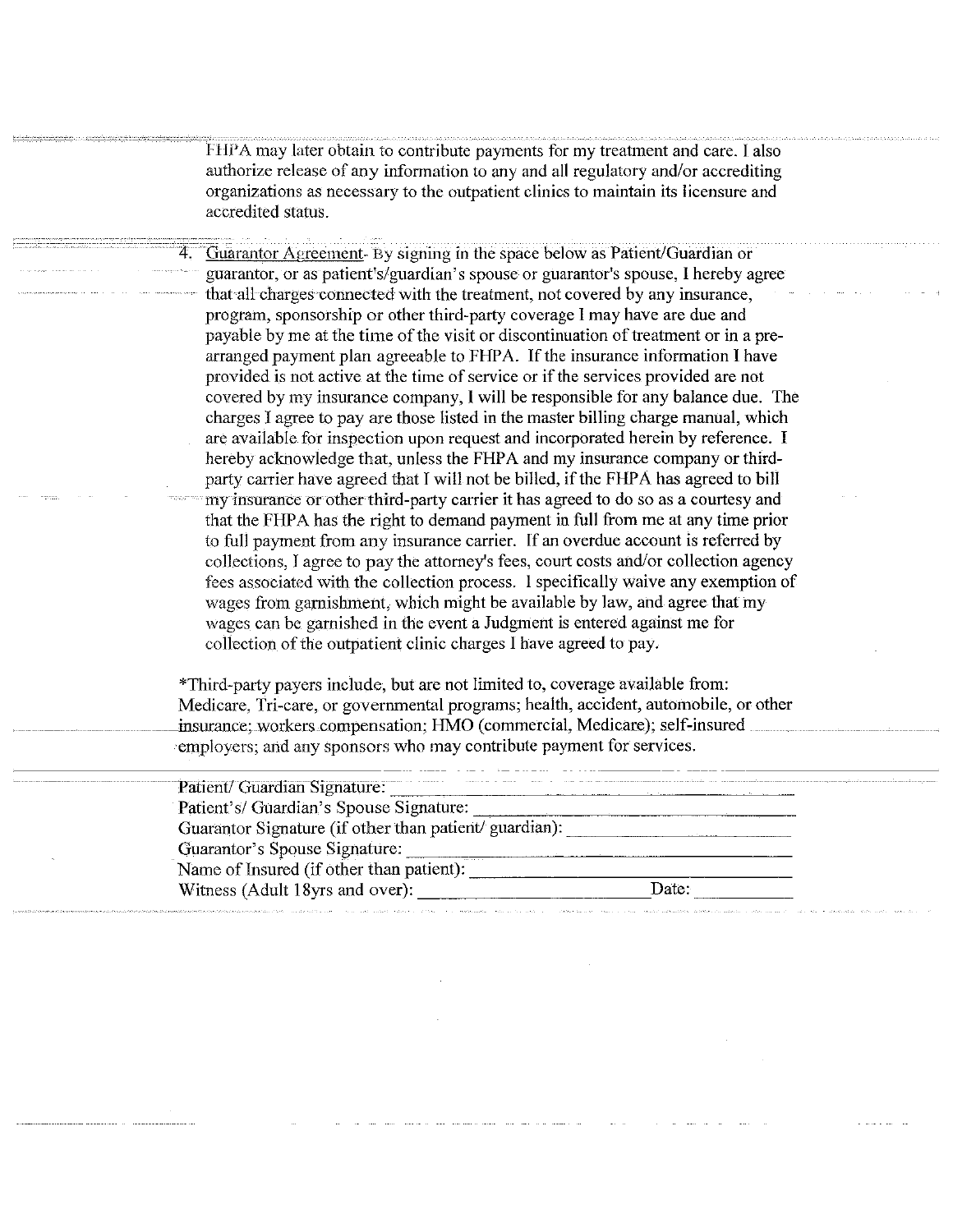FHPA may later obtain to contribute payments for my treatment and care. I also authorize release of any information to any and all regulatory and/or accrediting organizations as necessary to the outpatient clinics to maintain its licensure and accredited status.

4. Guarantor Agreement- By signing in the space below as Patient/Guardian or guarantor, or as patient's/guardian's spouse or guarantor's spouse, I hereby agree that all charges connected with the treatment, not covered by any insurance, program, sponsorship or other third-party coverage I may have are due and payable by me at the time of the visit or discontinuation of treatment or in a pre-arranged payment plan agreeable to FHPA. If the insurance information I have provided is not active at the time of service or if the services provided are not covered by my insurance company, I will be responsible for any balance due. The charges I agree to pay are those listed in the master billing charge manual, which are available for inspection upon request and incorporated herein by reference. I hereby acknowledge that, unless the FHPA and my insurance company or third-party carrier have agreed that I will not be billed, if the FHPA has agreed to bill my insurance or other third-party carrier it has agreed to do so as a courtesy and that the FHPA has the right to demand payment in full from me at any time prior to full payment from any insurance carrier. If an overdue account is referred by collections, I agree to pay the attorney's fees, court costs and/or collection agency fees associated with the collection process. I specifically waive any exemption of wages from garnishment, which might be available by law, and agree that my wages can be garnished in the event a Judgment is entered against me for collection of the outpatient clinic charges I have agreed to pay.

*Third-party payers include, but are not limited to, coverage available from: Medicare, Tri-care, or governmental programs; health, accident, automobile, or other insurance; workers compensation; HMO (commercial, Medicare); self-insured employers; and any sponsors who may contribute payment for services.

Patient/ Guardian Signature: ______________________________

Patient's/ Guardian's Spouse Signature: ______________________________

Guarantor Signature (if other than patient/ guardian): ______________________________

Guarantor's Spouse Signature: ______________________________

Name of Insured (if other than patient): ______________________________

Witness (Adult 18yrs and over): ______________________ Date: __________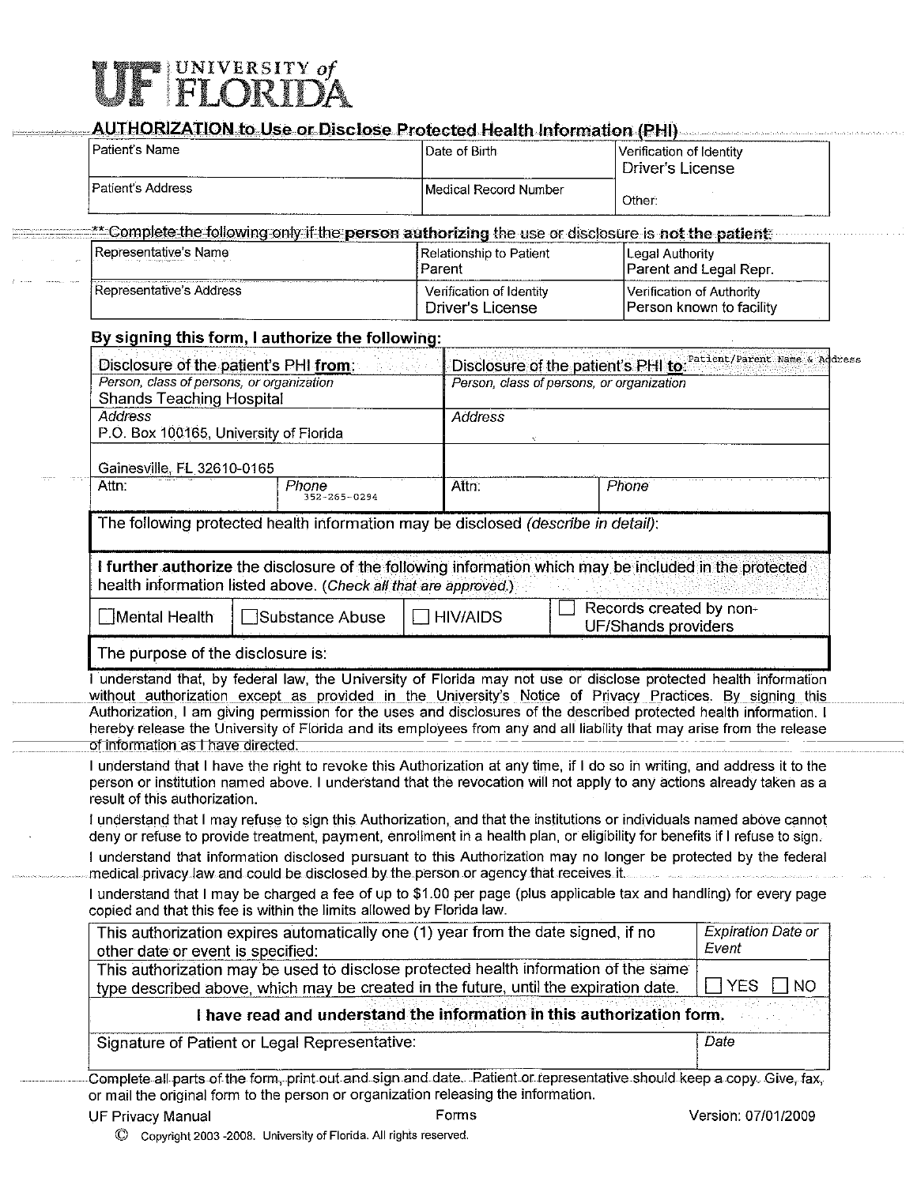# UF UNIVERSITY of FLORIDA

## AUTHORIZATION to Use or Disclose Protected Health Information (PHI)

| | | |
|---|---|---|
| Patient's Name | Date of Birth | Verification of Identity<br>Driver's License |
| Patient's Address | Medical Record Number | Other: |

**Complete the following only if the **person authorizing** the use or disclosure is **not the patient**:

| | | |
|---|---|---|
| Representative's Name | Relationship to Patient<br>Parent | Legal Authority<br>Parent and Legal Repr. |
| Representative's Address | Verification of Identity<br>Driver's License | Verification of Authority<br>Person known to facility |

**By signing this form, I authorize the following:**

| | | | |
|---|---|---|---|
| Disclosure of the patient's PHI **from**: | | Disclosure of the patient's PHI **to**: Patient/Parent Name & Address | |
| *Person, class of persons, or organization*<br>Shands Teaching Hospital | | *Person, class of persons, or organization* | |
| *Address*<br>P.O. Box 100165, University of Florida | | *Address* | |
| Gainesville, FL 32610-0165 | | | |
| Attn: | *Phone*<br>352-265-0294 | Attn: | *Phone* |

The following protected health information may be disclosed *(describe in detail)*:

**I further authorize** the disclosure of the following information which may be included in the protected health information listed above. *(Check all that are approved.)*

☐ Mental Health ☐ Substance Abuse ☐ HIV/AIDS ☐ Records created by non-UF/Shands providers

The purpose of the disclosure is:

I understand that, by federal law, the University of Florida may not use or disclose protected health information without authorization except as provided in the University's Notice of Privacy Practices. By signing this Authorization, I am giving permission for the uses and disclosures of the described protected health information. I hereby release the University of Florida and its employees from any and all liability that may arise from the release of information as I have directed.

I understand that I have the right to revoke this Authorization at any time, if I do so in writing, and address it to the person or institution named above. I understand that the revocation will not apply to any actions already taken as a result of this authorization.

I understand that I may refuse to sign this Authorization, and that the institutions or individuals named above cannot deny or refuse to provide treatment, payment, enrollment in a health plan, or eligibility for benefits if I refuse to sign.

I understand that information disclosed pursuant to this Authorization may no longer be protected by the federal medical privacy law and could be disclosed by the person or agency that receives it.

I understand that I may be charged a fee of up to $1.00 per page (plus applicable tax and handling) for every page copied and that this fee is within the limits allowed by Florida law.

| | |
|---|---|
| This authorization expires automatically one (1) year from the date signed, if no other date or event is specified: | *Expiration Date or Event* |
| This authorization may be used to disclose protected health information of the same type described above, which may be created in the future, until the expiration date. | ☐ YES ☐ NO |

**I have read and understand the information in this authorization form.**

| | |
|---|---|
| Signature of Patient or Legal Representative: | Date |

Complete all parts of the form, print out and sign and date. Patient or representative should keep a copy. Give, fax, or mail the original form to the person or organization releasing the information.

UF Privacy Manual Forms Version: 07/01/2009

© Copyright 2003 -2008. University of Florida. All rights reserved.